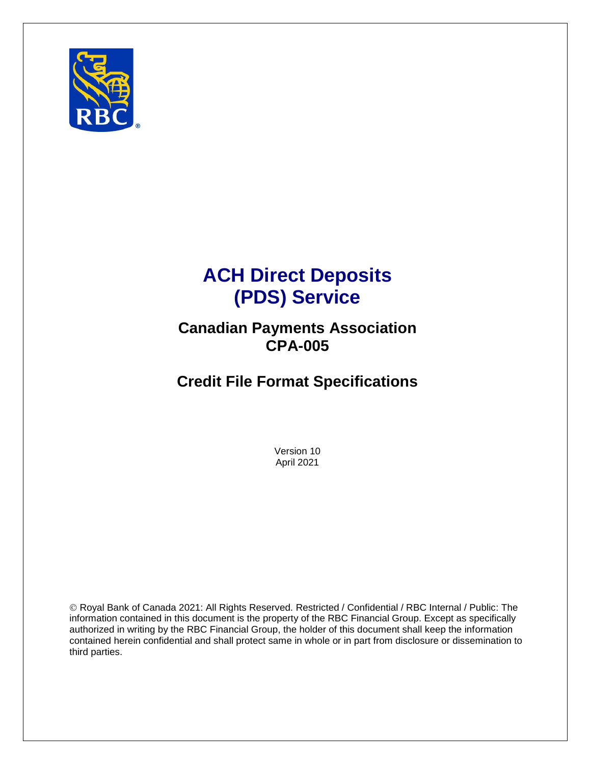# ACH Direct Deposits (PDS) Service

## Canadian Payments Association CPA-005

## Credit File Format Specifications

Version 10
April 2021

© Royal Bank of Canada 2021: All Rights Reserved. Restricted / Confidential / RBC Internal / Public: The information contained in this document is the property of the RBC Financial Group. Except as specifically authorized in writing by the RBC Financial Group, the holder of this document shall keep the information contained herein confidential and shall protect same in whole or in part from disclosure or dissemination to third parties.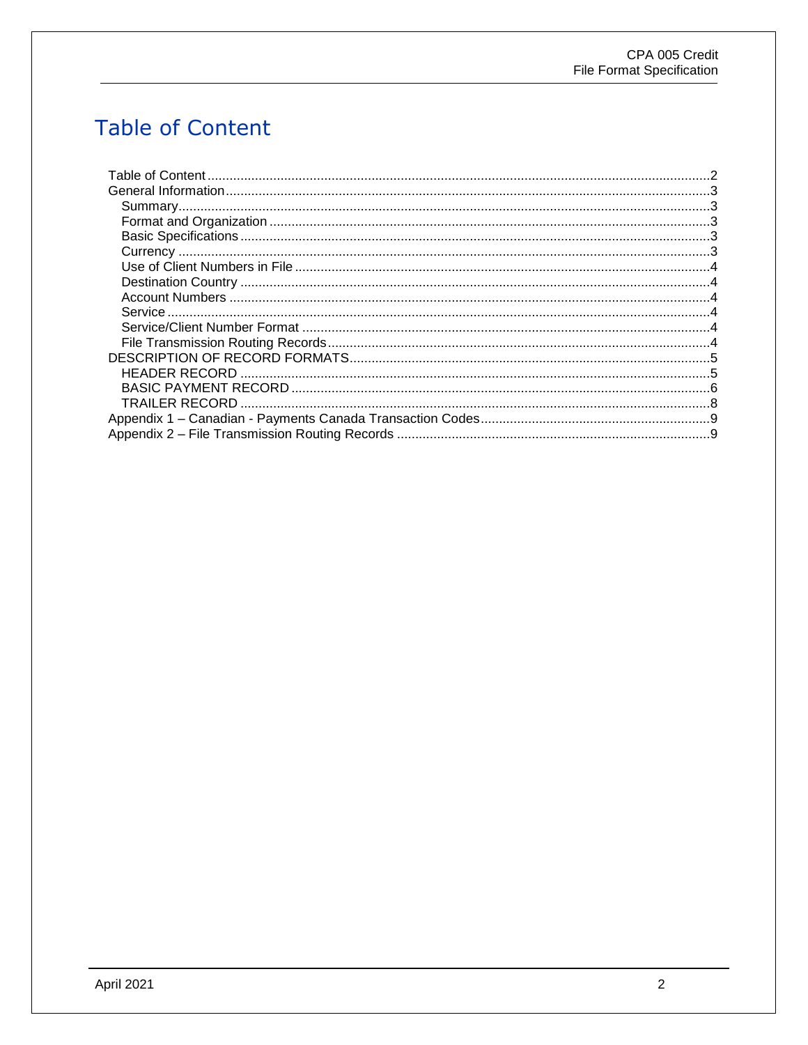# Table of Content

- Table of Content ........ 2
- General Information ........ 3
  - Summary ........ 3
  - Format and Organization ........ 3
  - Basic Specifications ........ 3
  - Currency ........ 3
  - Use of Client Numbers in File ........ 4
  - Destination Country ........ 4
  - Account Numbers ........ 4
  - Service ........ 4
  - Service/Client Number Format ........ 4
  - File Transmission Routing Records ........ 4
- DESCRIPTION OF RECORD FORMATS ........ 5
  - HEADER RECORD ........ 5
  - BASIC PAYMENT RECORD ........ 6
  - TRAILER RECORD ........ 8
- Appendix 1 – Canadian - Payments Canada Transaction Codes ........ 9
- Appendix 2 – File Transmission Routing Records ........ 9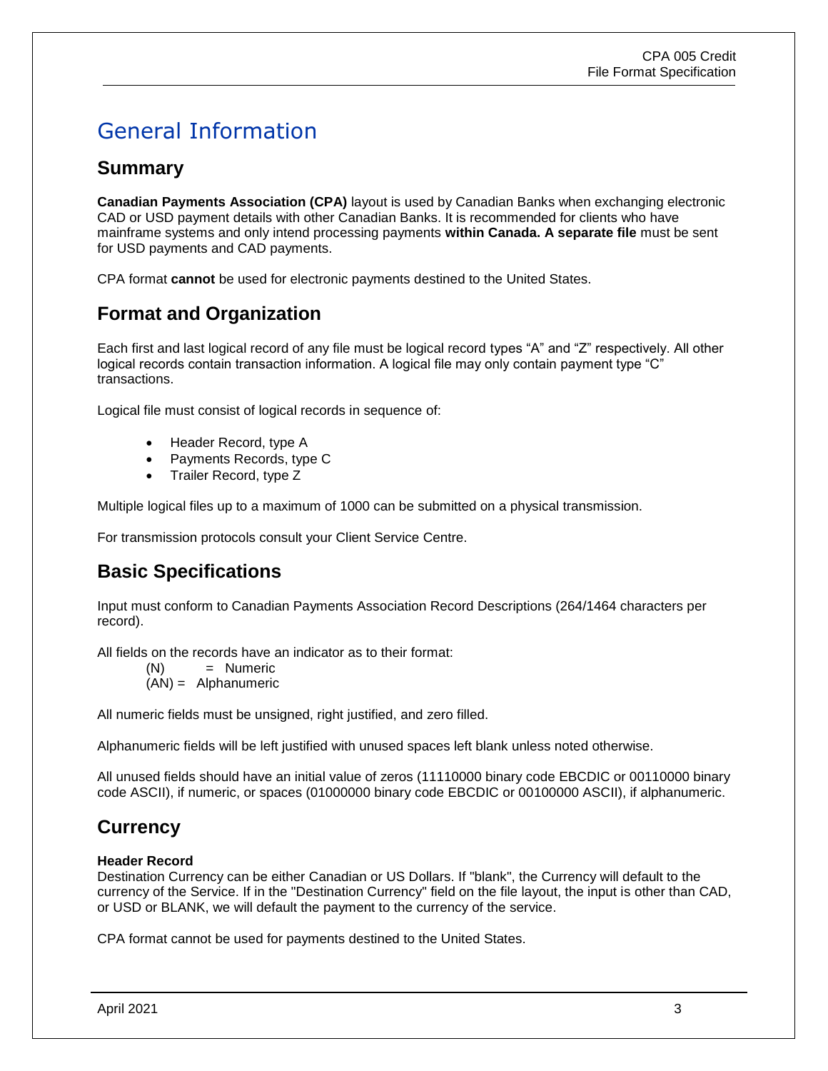# General Information

## Summary

**Canadian Payments Association (CPA)** layout is used by Canadian Banks when exchanging electronic CAD or USD payment details with other Canadian Banks. It is recommended for clients who have mainframe systems and only intend processing payments **within Canada. A separate file** must be sent for USD payments and CAD payments.

CPA format **cannot** be used for electronic payments destined to the United States.

## Format and Organization

Each first and last logical record of any file must be logical record types "A" and "Z" respectively. All other logical records contain transaction information. A logical file may only contain payment type "C" transactions.

Logical file must consist of logical records in sequence of:

- Header Record, type A
- Payments Records, type C
- Trailer Record, type Z

Multiple logical files up to a maximum of 1000 can be submitted on a physical transmission.

For transmission protocols consult your Client Service Centre.

## Basic Specifications

Input must conform to Canadian Payments Association Record Descriptions (264/1464 characters per record).

All fields on the records have an indicator as to their format:
(N) = Numeric
(AN) = Alphanumeric

All numeric fields must be unsigned, right justified, and zero filled.

Alphanumeric fields will be left justified with unused spaces left blank unless noted otherwise.

All unused fields should have an initial value of zeros (11110000 binary code EBCDIC or 00110000 binary code ASCII), if numeric, or spaces (01000000 binary code EBCDIC or 00100000 ASCII), if alphanumeric.

## Currency

**Header Record**
Destination Currency can be either Canadian or US Dollars. If "blank", the Currency will default to the currency of the Service. If in the "Destination Currency" field on the file layout, the input is other than CAD, or USD or BLANK, we will default the payment to the currency of the service.

CPA format cannot be used for payments destined to the United States.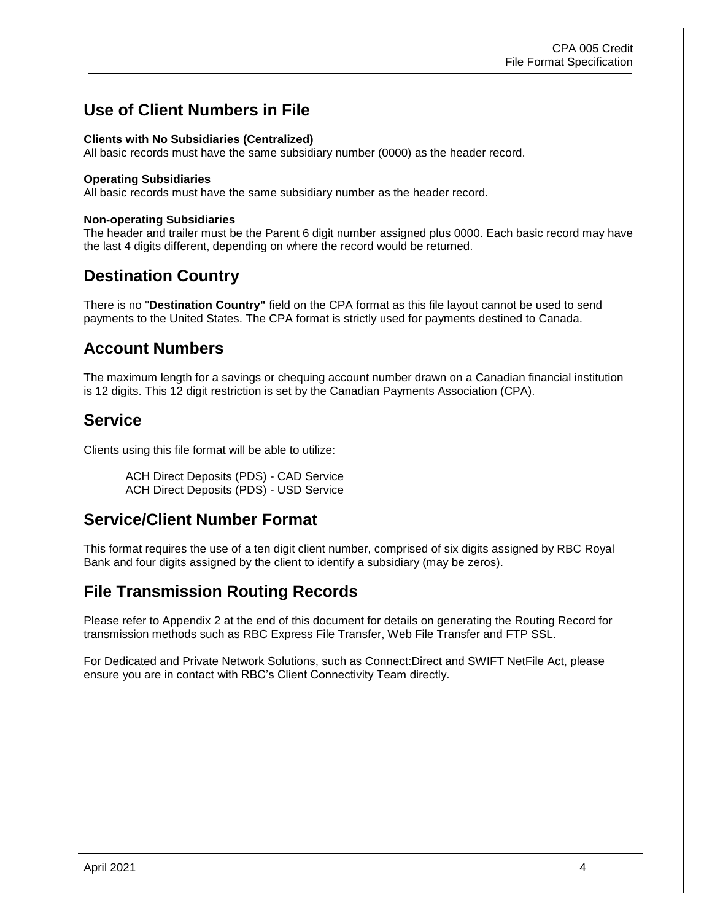## Use of Client Numbers in File

**Clients with No Subsidiaries (Centralized)**
All basic records must have the same subsidiary number (0000) as the header record.

**Operating Subsidiaries**
All basic records must have the same subsidiary number as the header record.

**Non-operating Subsidiaries**
The header and trailer must be the Parent 6 digit number assigned plus 0000. Each basic record may have the last 4 digits different, depending on where the record would be returned.

## Destination Country

There is no "**Destination Country"** field on the CPA format as this file layout cannot be used to send payments to the United States. The CPA format is strictly used for payments destined to Canada.

## Account Numbers

The maximum length for a savings or chequing account number drawn on a Canadian financial institution is 12 digits. This 12 digit restriction is set by the Canadian Payments Association (CPA).

## Service

Clients using this file format will be able to utilize:

ACH Direct Deposits (PDS) - CAD Service
ACH Direct Deposits (PDS) - USD Service

## Service/Client Number Format

This format requires the use of a ten digit client number, comprised of six digits assigned by RBC Royal Bank and four digits assigned by the client to identify a subsidiary (may be zeros).

## File Transmission Routing Records

Please refer to Appendix 2 at the end of this document for details on generating the Routing Record for transmission methods such as RBC Express File Transfer, Web File Transfer and FTP SSL.

For Dedicated and Private Network Solutions, such as Connect:Direct and SWIFT NetFile Act, please ensure you are in contact with RBC's Client Connectivity Team directly.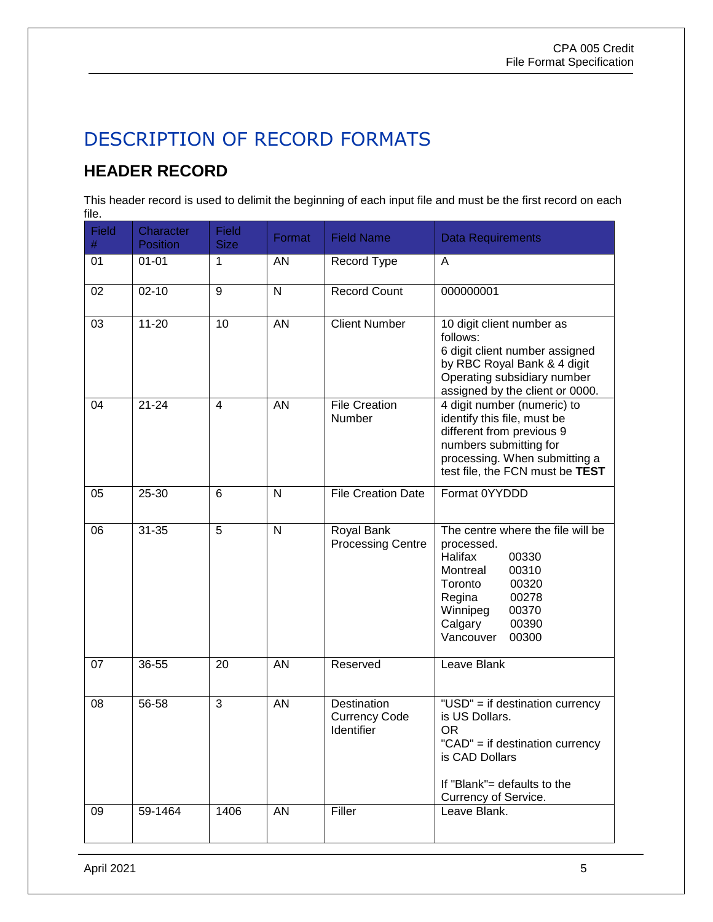# DESCRIPTION OF RECORD FORMATS

## HEADER RECORD

This header record is used to delimit the beginning of each input file and must be the first record on each file.

| Field # | Character Position | Field Size | Format | Field Name | Data Requirements |
|---|---|---|---|---|---|
| 01 | 01-01 | 1 | AN | Record Type | A |
| 02 | 02-10 | 9 | N | Record Count | 000000001 |
| 03 | 11-20 | 10 | AN | Client Number | 10 digit client number as follows:<br>6 digit client number assigned by RBC Royal Bank & 4 digit Operating subsidiary number assigned by the client or 0000. |
| 04 | 21-24 | 4 | AN | File Creation Number | 4 digit number (numeric) to identify this file, must be different from previous 9 numbers submitting for processing. When submitting a test file, the FCN must be **TEST** |
| 05 | 25-30 | 6 | N | File Creation Date | Format 0YYDDD |
| 06 | 31-35 | 5 | N | Royal Bank Processing Centre | The centre where the file will be processed.<br>Halifax 00330<br>Montreal 00310<br>Toronto 00320<br>Regina 00278<br>Winnipeg 00370<br>Calgary 00390<br>Vancouver 00300 |
| 07 | 36-55 | 20 | AN | Reserved | Leave Blank |
| 08 | 56-58 | 3 | AN | Destination Currency Code Identifier | "USD" = if destination currency is US Dollars.<br>OR<br>"CAD" = if destination currency is CAD Dollars<br><br>If "Blank"= defaults to the Currency of Service. |
| 09 | 59-1464 | 1406 | AN | Filler | Leave Blank. |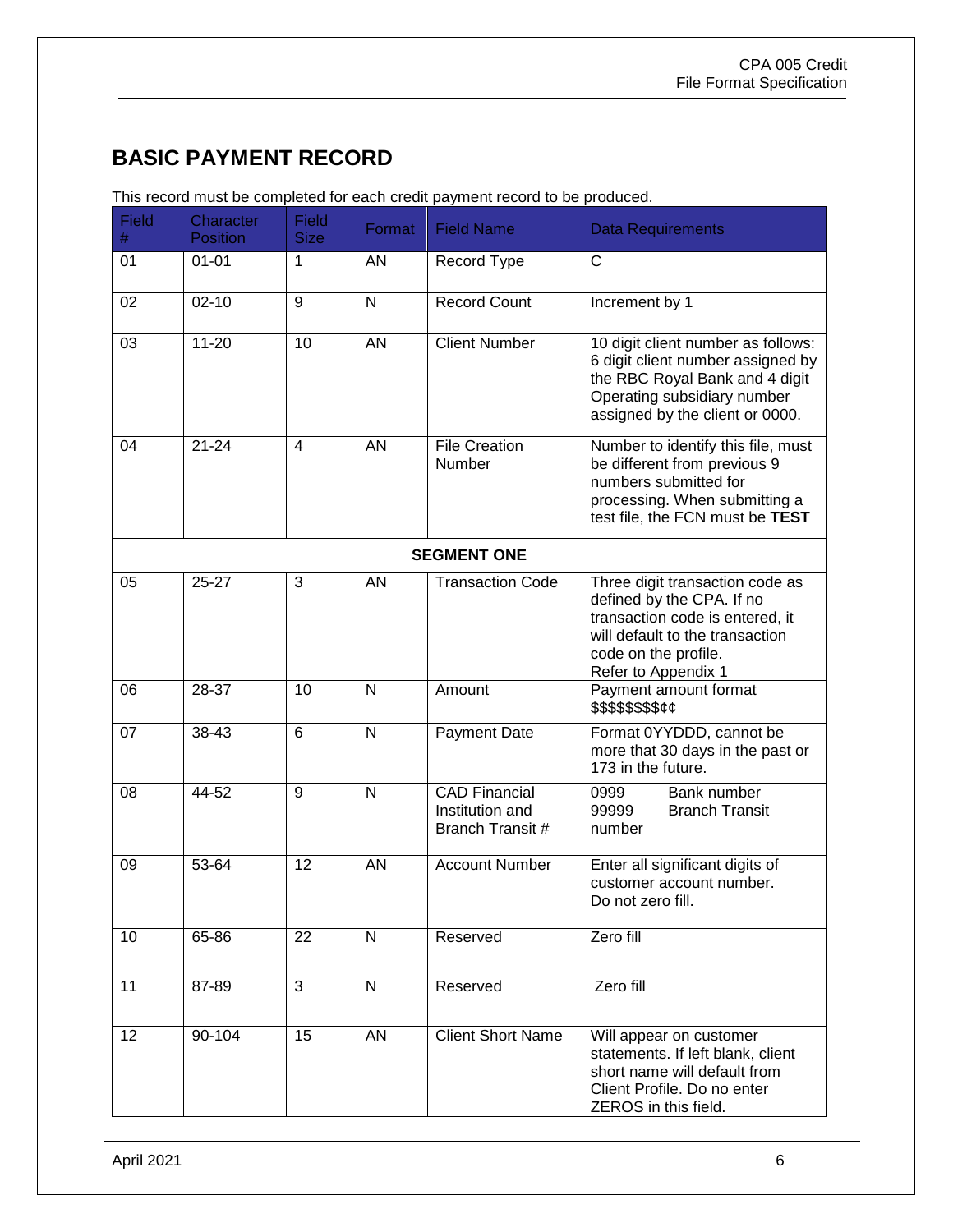## BASIC PAYMENT RECORD

This record must be completed for each credit payment record to be produced.

| Field # | Character Position | Field Size | Format | Field Name | Data Requirements |
|---|---|---|---|---|---|
| 01 | 01-01 | 1 | AN | Record Type | C |
| 02 | 02-10 | 9 | N | Record Count | Increment by 1 |
| 03 | 11-20 | 10 | AN | Client Number | 10 digit client number as follows: 6 digit client number assigned by the RBC Royal Bank and 4 digit Operating subsidiary number assigned by the client or 0000. |
| 04 | 21-24 | 4 | AN | File Creation Number | Number to identify this file, must be different from previous 9 numbers submitted for processing. When submitting a test file, the FCN must be **TEST** |
| | | | | **SEGMENT ONE** | |
| 05 | 25-27 | 3 | AN | Transaction Code | Three digit transaction code as defined by the CPA. If no transaction code is entered, it will default to the transaction code on the profile. Refer to Appendix 1 |
| 06 | 28-37 | 10 | N | Amount | Payment amount format $$$$$$$$¢¢ |
| 07 | 38-43 | 6 | N | Payment Date | Format 0YYDDD, cannot be more that 30 days in the past or 173 in the future. |
| 08 | 44-52 | 9 | N | CAD Financial Institution and Branch Transit # | 0999 Bank number 99999 Branch Transit number |
| 09 | 53-64 | 12 | AN | Account Number | Enter all significant digits of customer account number. Do not zero fill. |
| 10 | 65-86 | 22 | N | Reserved | Zero fill |
| 11 | 87-89 | 3 | N | Reserved | Zero fill |
| 12 | 90-104 | 15 | AN | Client Short Name | Will appear on customer statements. If left blank, client short name will default from Client Profile. Do no enter ZEROS in this field. |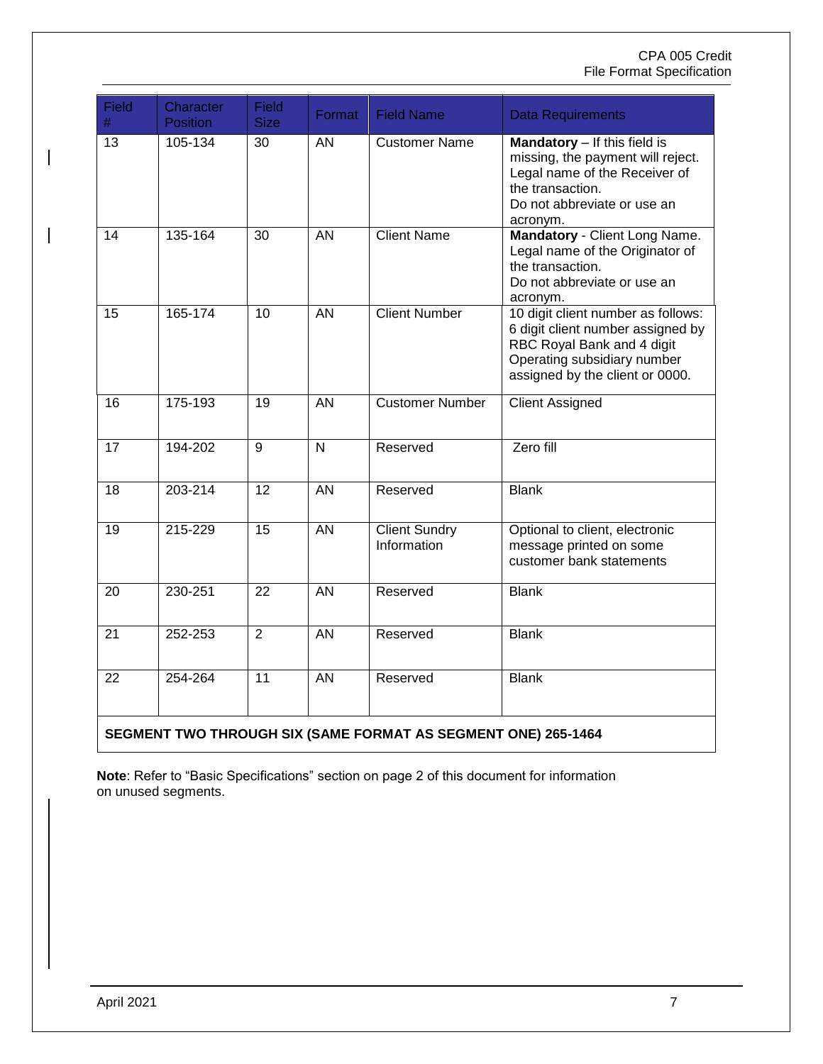| Field # | Character Position | Field Size | Format | Field Name | Data Requirements |
|---|---|---|---|---|---|
| 13 | 105-134 | 30 | AN | Customer Name | **Mandatory** – If this field is missing, the payment will reject. Legal name of the Receiver of the transaction. Do not abbreviate or use an acronym. |
| 14 | 135-164 | 30 | AN | Client Name | **Mandatory** - Client Long Name. Legal name of the Originator of the transaction. Do not abbreviate or use an acronym. |
| 15 | 165-174 | 10 | AN | Client Number | 10 digit client number as follows: 6 digit client number assigned by RBC Royal Bank and 4 digit Operating subsidiary number assigned by the client or 0000. |
| 16 | 175-193 | 19 | AN | Customer Number | Client Assigned |
| 17 | 194-202 | 9 | N | Reserved | Zero fill |
| 18 | 203-214 | 12 | AN | Reserved | Blank |
| 19 | 215-229 | 15 | AN | Client Sundry Information | Optional to client, electronic message printed on some customer bank statements |
| 20 | 230-251 | 22 | AN | Reserved | Blank |
| 21 | 252-253 | 2 | AN | Reserved | Blank |
| 22 | 254-264 | 11 | AN | Reserved | Blank |
| **SEGMENT TWO THROUGH SIX (SAME FORMAT AS SEGMENT ONE) 265-1464** | | | | | |

**Note**: Refer to "Basic Specifications" section on page 2 of this document for information on unused segments.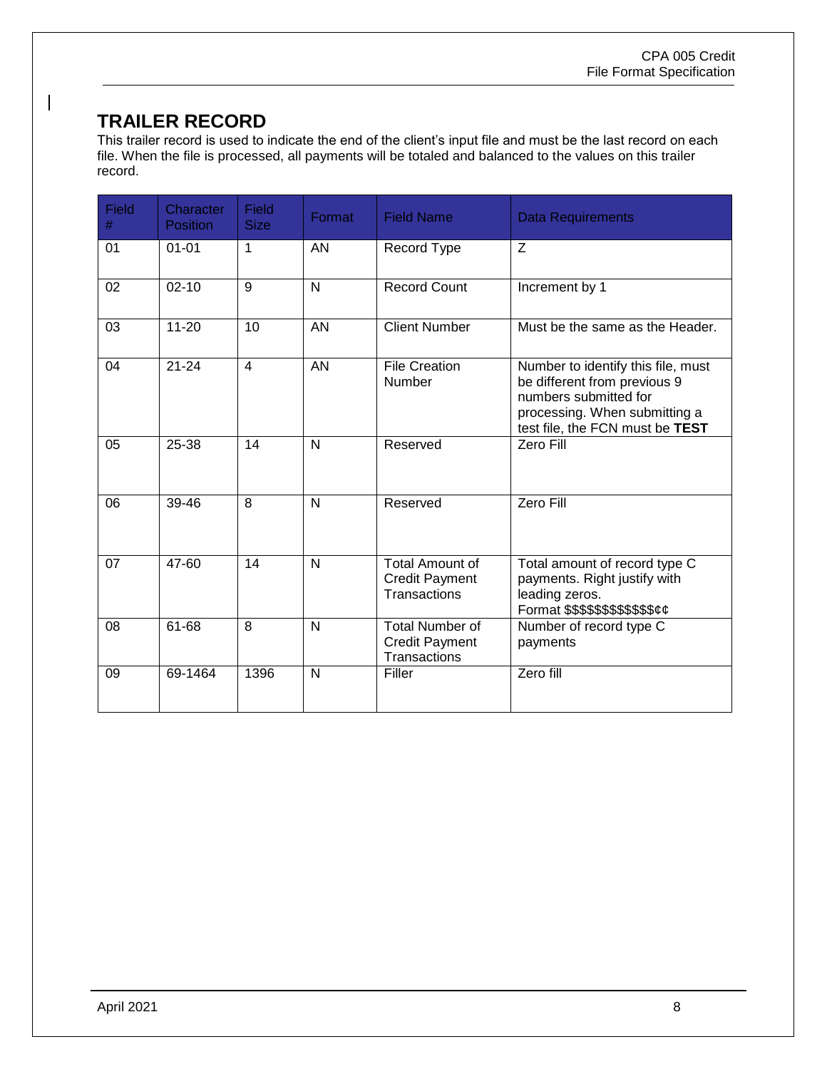## TRAILER RECORD

This trailer record is used to indicate the end of the client's input file and must be the last record on each file. When the file is processed, all payments will be totaled and balanced to the values on this trailer record.

| Field # | Character Position | Field Size | Format | Field Name | Data Requirements |
|---|---|---|---|---|---|
| 01 | 01-01 | 1 | AN | Record Type | Z |
| 02 | 02-10 | 9 | N | Record Count | Increment by 1 |
| 03 | 11-20 | 10 | AN | Client Number | Must be the same as the Header. |
| 04 | 21-24 | 4 | AN | File Creation Number | Number to identify this file, must be different from previous 9 numbers submitted for processing. When submitting a test file, the FCN must be **TEST** |
| 05 | 25-38 | 14 | N | Reserved | Zero Fill |
| 06 | 39-46 | 8 | N | Reserved | Zero Fill |
| 07 | 47-60 | 14 | N | Total Amount of Credit Payment Transactions | Total amount of record type C payments. Right justify with leading zeros. Format $$$$$$$$$$$$¢¢ |
| 08 | 61-68 | 8 | N | Total Number of Credit Payment Transactions | Number of record type C payments |
| 09 | 69-1464 | 1396 | N | Filler | Zero fill |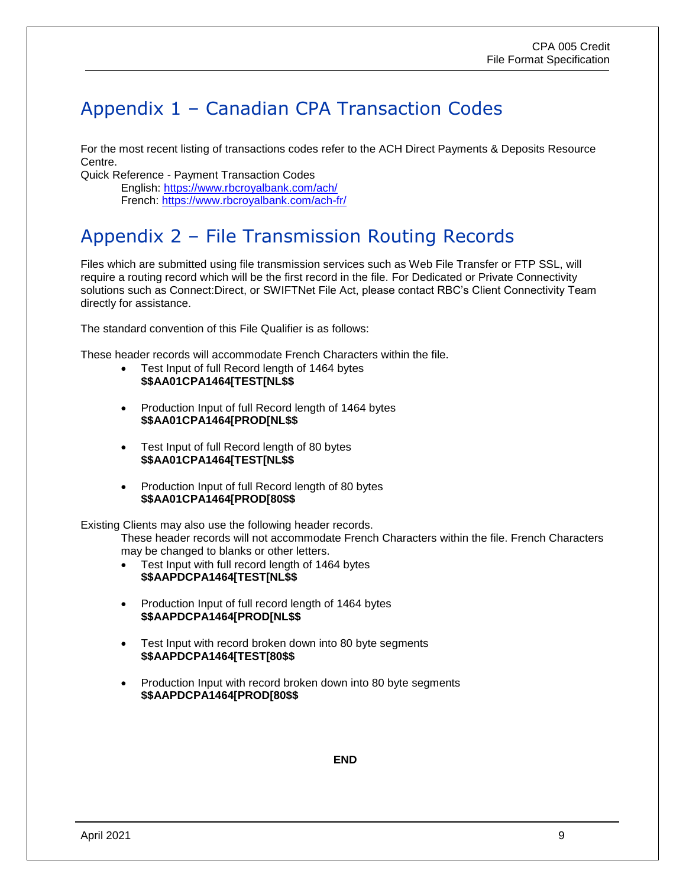# Appendix 1 – Canadian CPA Transaction Codes

For the most recent listing of transactions codes refer to the ACH Direct Payments & Deposits Resource Centre.

Quick Reference - Payment Transaction Codes

English: https://www.rbcroyalbank.com/ach/

French: https://www.rbcroyalbank.com/ach-fr/

# Appendix 2 – File Transmission Routing Records

Files which are submitted using file transmission services such as Web File Transfer or FTP SSL, will require a routing record which will be the first record in the file. For Dedicated or Private Connectivity solutions such as Connect:Direct, or SWIFTNet File Act, please contact RBC's Client Connectivity Team directly for assistance.

The standard convention of this File Qualifier is as follows:

These header records will accommodate French Characters within the file.

- Test Input of full Record length of 1464 bytes
  **$$AA01CPA1464[TEST[NL$$**

- Production Input of full Record length of 1464 bytes
  **$$AA01CPA1464[PROD[NL$$**

- Test Input of full Record length of 80 bytes
  **$$AA01CPA1464[TEST[NL$$**

- Production Input of full Record length of 80 bytes
  **$$AA01CPA1464[PROD[80$$**

Existing Clients may also use the following header records.

These header records will not accommodate French Characters within the file. French Characters may be changed to blanks or other letters.

- Test Input with full record length of 1464 bytes
  **$$AAPDCPA1464[TEST[NL$$**

- Production Input of full record length of 1464 bytes
  **$$AAPDCPA1464[PROD[NL$$**

- Test Input with record broken down into 80 byte segments
  **$$AAPDCPA1464[TEST[80$$**

- Production Input with record broken down into 80 byte segments
  **$$AAPDCPA1464[PROD[80$$**

**END**